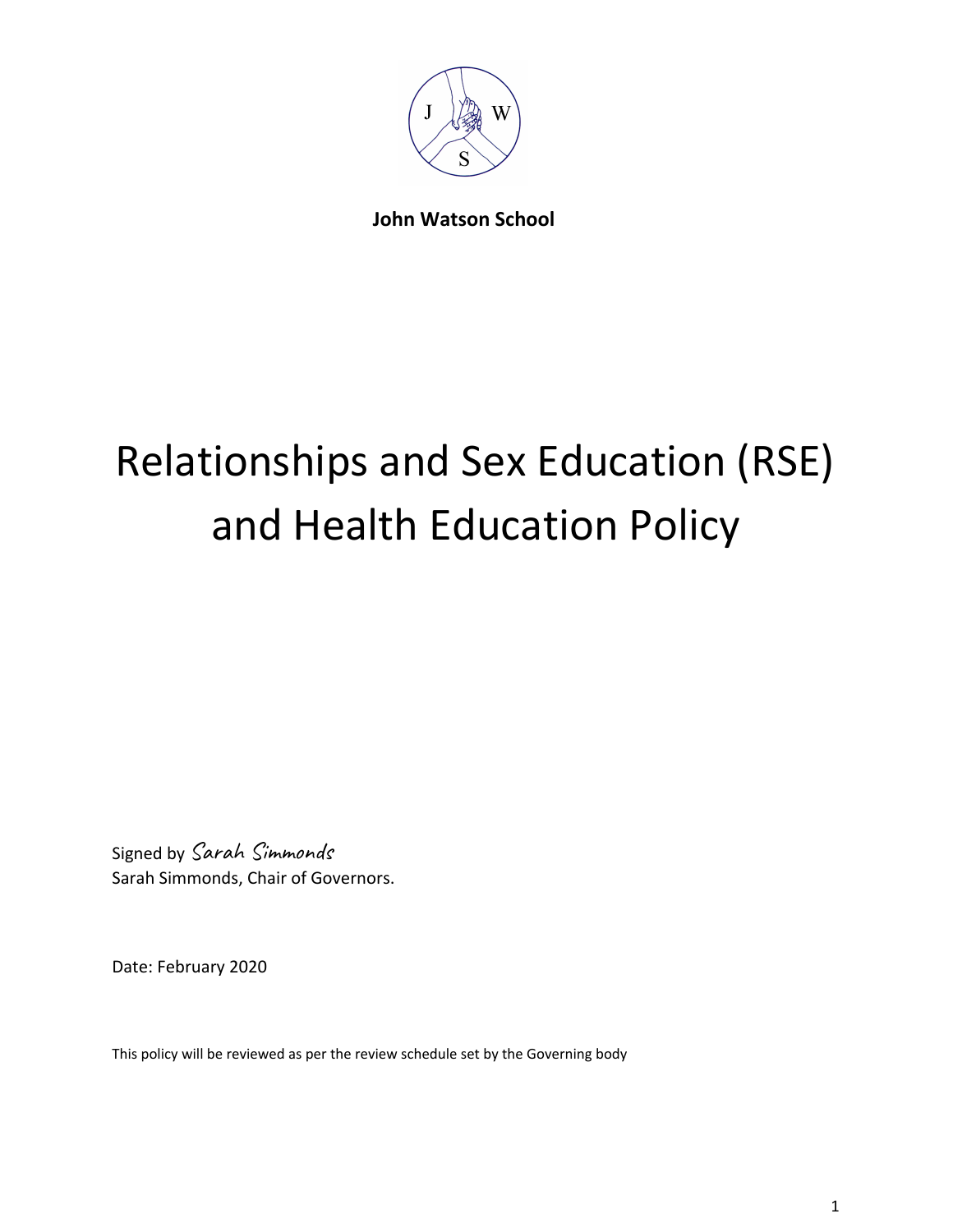**John Watson School**

# Relationships and Sex Education (RSE) and Health Education Policy

Signed by *Sarah Simmonds*
Sarah Simmonds, Chair of Governors.

Date: February 2020

This policy will be reviewed as per the review schedule set by the Governing body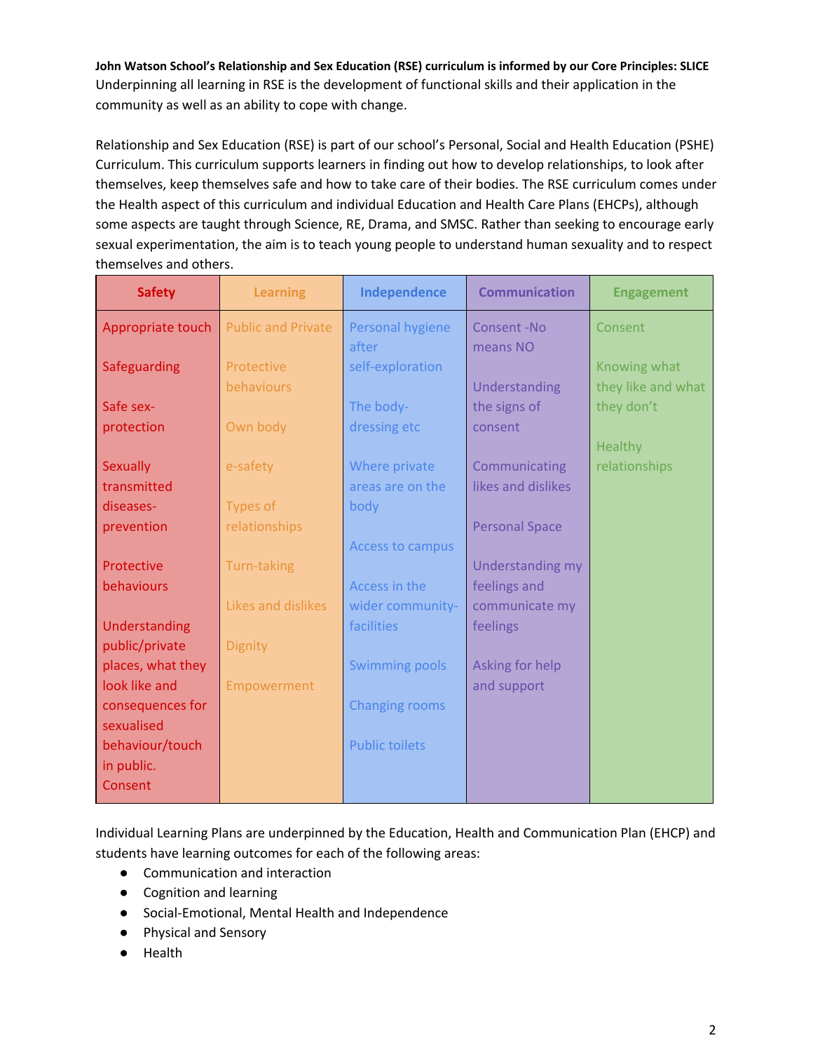**John Watson School's Relationship and Sex Education (RSE) curriculum is informed by our Core Principles: SLICE**
Underpinning all learning in RSE is the development of functional skills and their application in the community as well as an ability to cope with change.

Relationship and Sex Education (RSE) is part of our school's Personal, Social and Health Education (PSHE) Curriculum. This curriculum supports learners in finding out how to develop relationships, to look after themselves, keep themselves safe and how to take care of their bodies. The RSE curriculum comes under the Health aspect of this curriculum and individual Education and Health Care Plans (EHCPs), although some aspects are taught through Science, RE, Drama, and SMSC. Rather than seeking to encourage early sexual experimentation, the aim is to teach young people to understand human sexuality and to respect themselves and others.

| Safety | Learning | Independence | Communication | Engagement |
|---|---|---|---|---|
| Appropriate touch<br><br>Safeguarding<br><br>Safe sex-protection<br><br>Sexually transmitted diseases-prevention<br><br>Protective behaviours<br><br>Understanding public/private places, what they look like and consequences for sexualised behaviour/touch in public.<br>Consent | Public and Private<br><br>Protective behaviours<br><br>Own body<br><br>e-safety<br><br>Types of relationships<br><br>Turn-taking<br><br>Likes and dislikes<br><br>Dignity<br><br>Empowerment | Personal hygiene after self-exploration<br><br>The body-dressing etc<br><br>Where private areas are on the body<br><br>Access to campus<br><br>Access in the wider community-facilities<br><br>Swimming pools<br><br>Changing rooms<br><br>Public toilets | Consent -No means NO<br><br>Understanding the signs of consent<br><br>Communicating likes and dislikes<br><br>Personal Space<br><br>Understanding my feelings and communicate my feelings<br><br>Asking for help and support | Consent<br><br>Knowing what they like and what they don't<br><br>Healthy relationships |

Individual Learning Plans are underpinned by the Education, Health and Communication Plan (EHCP) and students have learning outcomes for each of the following areas:

- Communication and interaction
- Cognition and learning
- Social-Emotional, Mental Health and Independence
- Physical and Sensory
- Health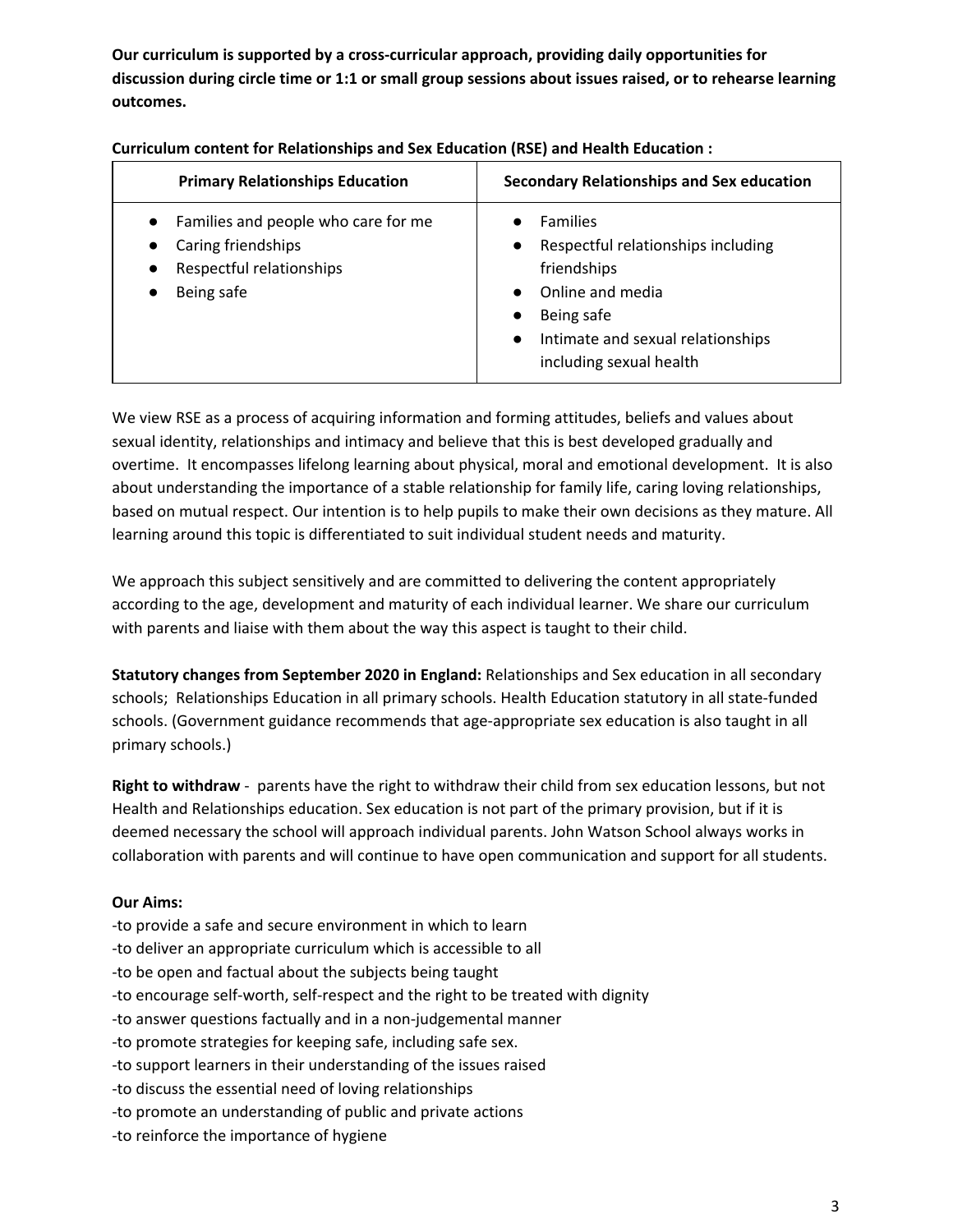**Our curriculum is supported by a cross-curricular approach, providing daily opportunities for discussion during circle time or 1:1 or small group sessions about issues raised, or to rehearse learning outcomes.**

**Curriculum content for Relationships and Sex Education (RSE) and Health Education :**

| Primary Relationships Education | Secondary Relationships and Sex education |
|---|---|
| • Families and people who care for me<br>• Caring friendships<br>• Respectful relationships<br>• Being safe | • Families<br>• Respectful relationships including friendships<br>• Online and media<br>• Being safe<br>• Intimate and sexual relationships including sexual health |

We view RSE as a process of acquiring information and forming attitudes, beliefs and values about sexual identity, relationships and intimacy and believe that this is best developed gradually and overtime. It encompasses lifelong learning about physical, moral and emotional development. It is also about understanding the importance of a stable relationship for family life, caring loving relationships, based on mutual respect. Our intention is to help pupils to make their own decisions as they mature. All learning around this topic is differentiated to suit individual student needs and maturity.

We approach this subject sensitively and are committed to delivering the content appropriately according to the age, development and maturity of each individual learner. We share our curriculum with parents and liaise with them about the way this aspect is taught to their child.

**Statutory changes from September 2020 in England:** Relationships and Sex education in all secondary schools; Relationships Education in all primary schools. Health Education statutory in all state-funded schools. (Government guidance recommends that age-appropriate sex education is also taught in all primary schools.)

**Right to withdraw** - parents have the right to withdraw their child from sex education lessons, but not Health and Relationships education. Sex education is not part of the primary provision, but if it is deemed necessary the school will approach individual parents. John Watson School always works in collaboration with parents and will continue to have open communication and support for all students.

**Our Aims:**

-to provide a safe and secure environment in which to learn
-to deliver an appropriate curriculum which is accessible to all
-to be open and factual about the subjects being taught
-to encourage self-worth, self-respect and the right to be treated with dignity
-to answer questions factually and in a non-judgemental manner
-to promote strategies for keeping safe, including safe sex.
-to support learners in their understanding of the issues raised
-to discuss the essential need of loving relationships
-to promote an understanding of public and private actions
-to reinforce the importance of hygiene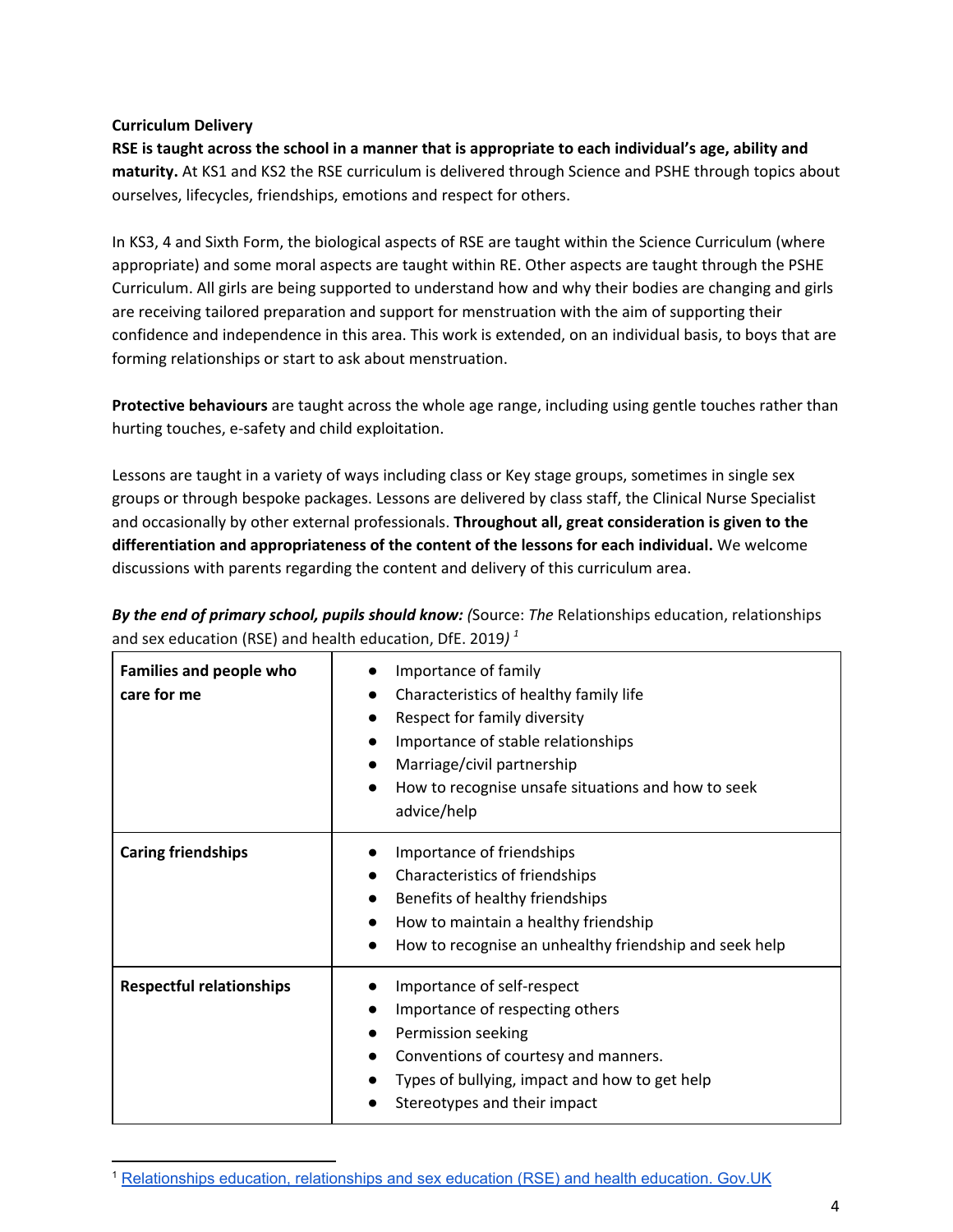**Curriculum Delivery**

**RSE is taught across the school in a manner that is appropriate to each individual's age, ability and maturity.** At KS1 and KS2 the RSE curriculum is delivered through Science and PSHE through topics about ourselves, lifecycles, friendships, emotions and respect for others.

In KS3, 4 and Sixth Form, the biological aspects of RSE are taught within the Science Curriculum (where appropriate) and some moral aspects are taught within RE. Other aspects are taught through the PSHE Curriculum. All girls are being supported to understand how and why their bodies are changing and girls are receiving tailored preparation and support for menstruation with the aim of supporting their confidence and independence in this area. This work is extended, on an individual basis, to boys that are forming relationships or start to ask about menstruation.

**Protective behaviours** are taught across the whole age range, including using gentle touches rather than hurting touches, e-safety and child exploitation.

Lessons are taught in a variety of ways including class or Key stage groups, sometimes in single sex groups or through bespoke packages. Lessons are delivered by class staff, the Clinical Nurse Specialist and occasionally by other external professionals. **Throughout all, great consideration is given to the differentiation and appropriateness of the content of the lessons for each individual.** We welcome discussions with parents regarding the content and delivery of this curriculum area.

***By the end of primary school, pupils should know:*** *(*Source: *The* Relationships education, relationships and sex education (RSE) and health education, DfE. 2019*)* [1]

| | |
|---|---|
| **Families and people who care for me** | • Importance of family<br>• Characteristics of healthy family life<br>• Respect for family diversity<br>• Importance of stable relationships<br>• Marriage/civil partnership<br>• How to recognise unsafe situations and how to seek advice/help |
| **Caring friendships** | • Importance of friendships<br>• Characteristics of friendships<br>• Benefits of healthy friendships<br>• How to maintain a healthy friendship<br>• How to recognise an unhealthy friendship and seek help |
| **Respectful relationships** | • Importance of self-respect<br>• Importance of respecting others<br>• Permission seeking<br>• Conventions of courtesy and manners.<br>• Types of bullying, impact and how to get help<br>• Stereotypes and their impact |

[1] Relationships education, relationships and sex education (RSE) and health education. Gov.UK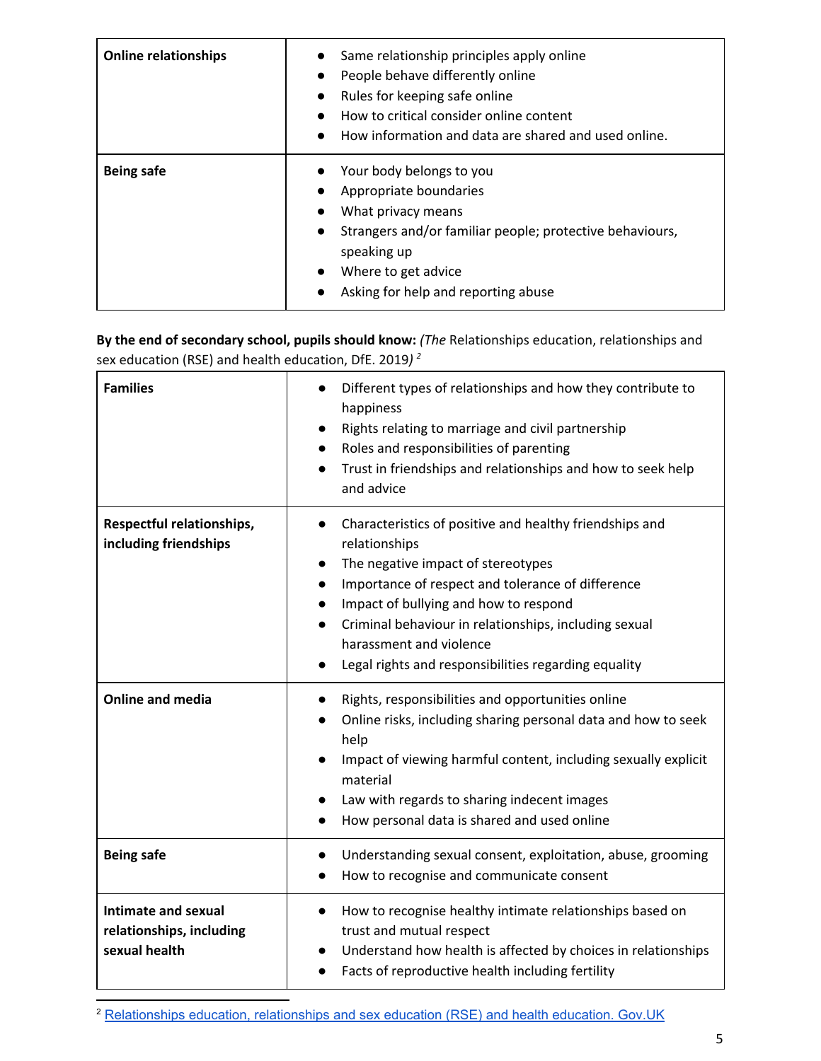| Online relationships | • Same relationship principles apply online<br>• People behave differently online<br>• Rules for keeping safe online<br>• How to critical consider online content<br>• How information and data are shared and used online. |
| --- | --- |
| **Being safe** | • Your body belongs to you<br>• Appropriate boundaries<br>• What privacy means<br>• Strangers and/or familiar people; protective behaviours, speaking up<br>• Where to get advice<br>• Asking for help and reporting abuse |

**By the end of secondary school, pupils should know:** *(The* Relationships education, relationships and sex education (RSE) and health education, DfE. 2019*)* [2]

| Families | • Different types of relationships and how they contribute to happiness<br>• Rights relating to marriage and civil partnership<br>• Roles and responsibilities of parenting<br>• Trust in friendships and relationships and how to seek help and advice |
| --- | --- |
| **Respectful relationships, including friendships** | • Characteristics of positive and healthy friendships and relationships<br>• The negative impact of stereotypes<br>• Importance of respect and tolerance of difference<br>• Impact of bullying and how to respond<br>• Criminal behaviour in relationships, including sexual harassment and violence<br>• Legal rights and responsibilities regarding equality |
| **Online and media** | • Rights, responsibilities and opportunities online<br>• Online risks, including sharing personal data and how to seek help<br>• Impact of viewing harmful content, including sexually explicit material<br>• Law with regards to sharing indecent images<br>• How personal data is shared and used online |
| **Being safe** | • Understanding sexual consent, exploitation, abuse, grooming<br>• How to recognise and communicate consent |
| **Intimate and sexual relationships, including sexual health** | • How to recognise healthy intimate relationships based on trust and mutual respect<br>• Understand how health is affected by choices in relationships<br>• Facts of reproductive health including fertility |

[2] Relationships education, relationships and sex education (RSE) and health education. Gov.UK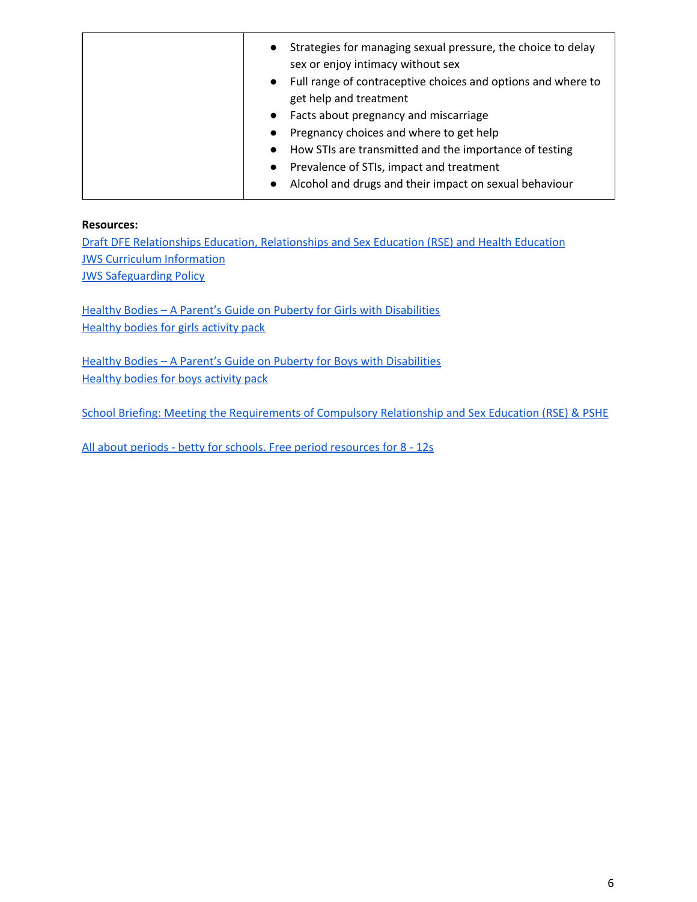| | |
|---|---|
| | • Strategies for managing sexual pressure, the choice to delay sex or enjoy intimacy without sex<br>• Full range of contraceptive choices and options and where to get help and treatment<br>• Facts about pregnancy and miscarriage<br>• Pregnancy choices and where to get help<br>• How STIs are transmitted and the importance of testing<br>• Prevalence of STIs, impact and treatment<br>• Alcohol and drugs and their impact on sexual behaviour |

**Resources:**

Draft DFE Relationships Education, Relationships and Sex Education (RSE) and Health Education
JWS Curriculum Information
JWS Safeguarding Policy

Healthy Bodies – A Parent's Guide on Puberty for Girls with Disabilities
Healthy bodies for girls activity pack

Healthy Bodies – A Parent's Guide on Puberty for Boys with Disabilities
Healthy bodies for boys activity pack

School Briefing: Meeting the Requirements of Compulsory Relationship and Sex Education (RSE) & PSHE

All about periods - betty for schools. Free period resources for 8 - 12s